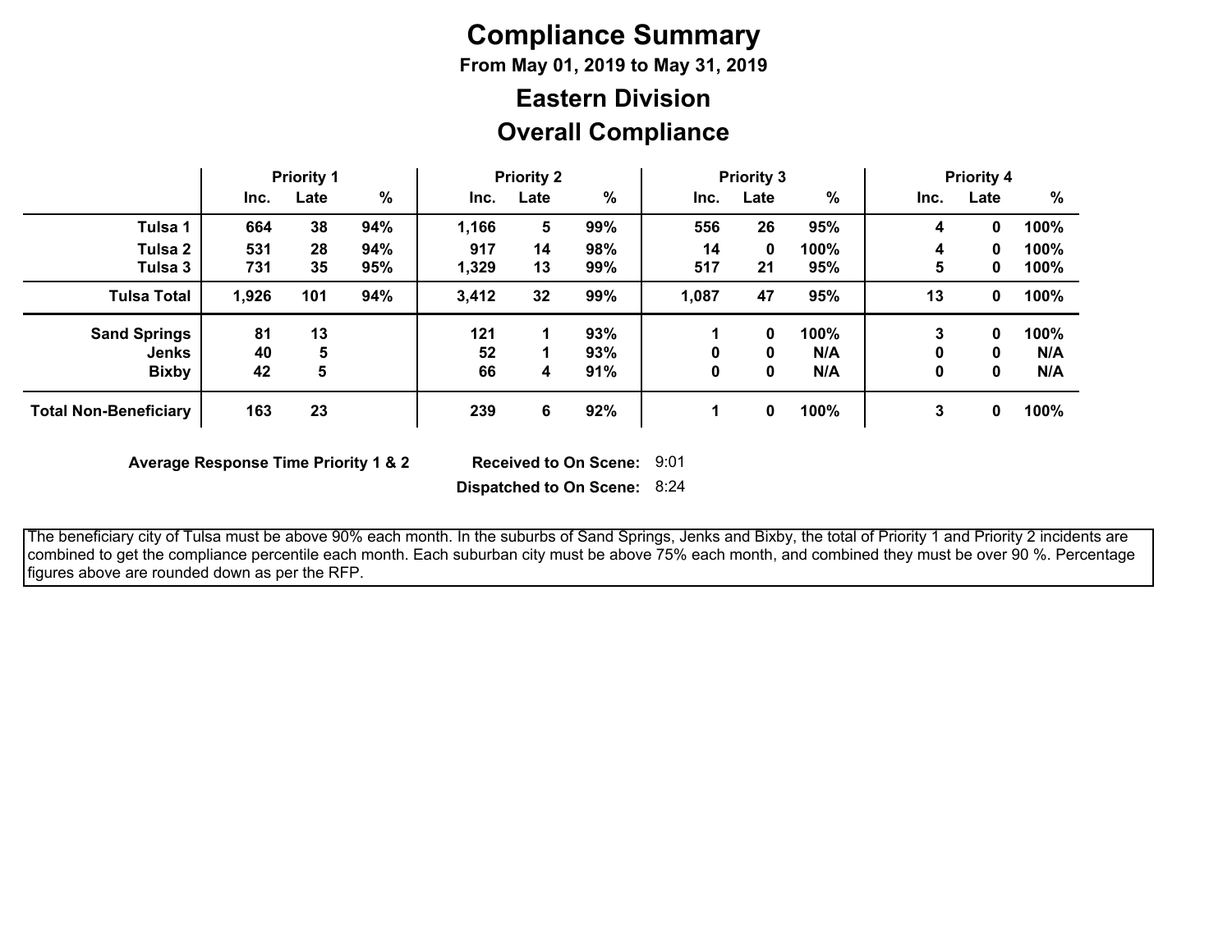# Compliance Summary

**From May 01, 2019 to May 31, 2019**

## Eastern Division

## Overall Compliance

| | Priority 1 | | | Priority 2 | | | Priority 3 | | | Priority 4 | | |
|---|---|---|---|---|---|---|---|---|---|---|---|---|
| | Inc. | Late | % | Inc. | Late | % | Inc. | Late | % | Inc. | Late | % |
| **Tulsa 1** | 664 | 38 | 94% | 1,166 | 5 | 99% | 556 | 26 | 95% | 4 | 0 | 100% |
| **Tulsa 2** | 531 | 28 | 94% | 917 | 14 | 98% | 14 | 0 | 100% | 4 | 0 | 100% |
| **Tulsa 3** | 731 | 35 | 95% | 1,329 | 13 | 99% | 517 | 21 | 95% | 5 | 0 | 100% |
| **Tulsa Total** | 1,926 | 101 | 94% | 3,412 | 32 | 99% | 1,087 | 47 | 95% | 13 | 0 | 100% |
| **Sand Springs** | 81 | 13 | | 121 | 1 | 93% | 1 | 0 | 100% | 3 | 0 | 100% |
| **Jenks** | 40 | 5 | | 52 | 1 | 93% | 0 | 0 | N/A | 0 | 0 | N/A |
| **Bixby** | 42 | 5 | | 66 | 4 | 91% | 0 | 0 | N/A | 0 | 0 | N/A |
| **Total Non-Beneficiary** | 163 | 23 | | 239 | 6 | 92% | 1 | 0 | 100% | 3 | 0 | 100% |

**Average Response Time Priority 1 & 2**

**Received to On Scene:** 9:01

**Dispatched to On Scene:** 8:24

The beneficiary city of Tulsa must be above 90% each month. In the suburbs of Sand Springs, Jenks and Bixby, the total of Priority 1 and Priority 2 incidents are combined to get the compliance percentile each month. Each suburban city must be above 75% each month, and combined they must be over 90 %. Percentage figures above are rounded down as per the RFP.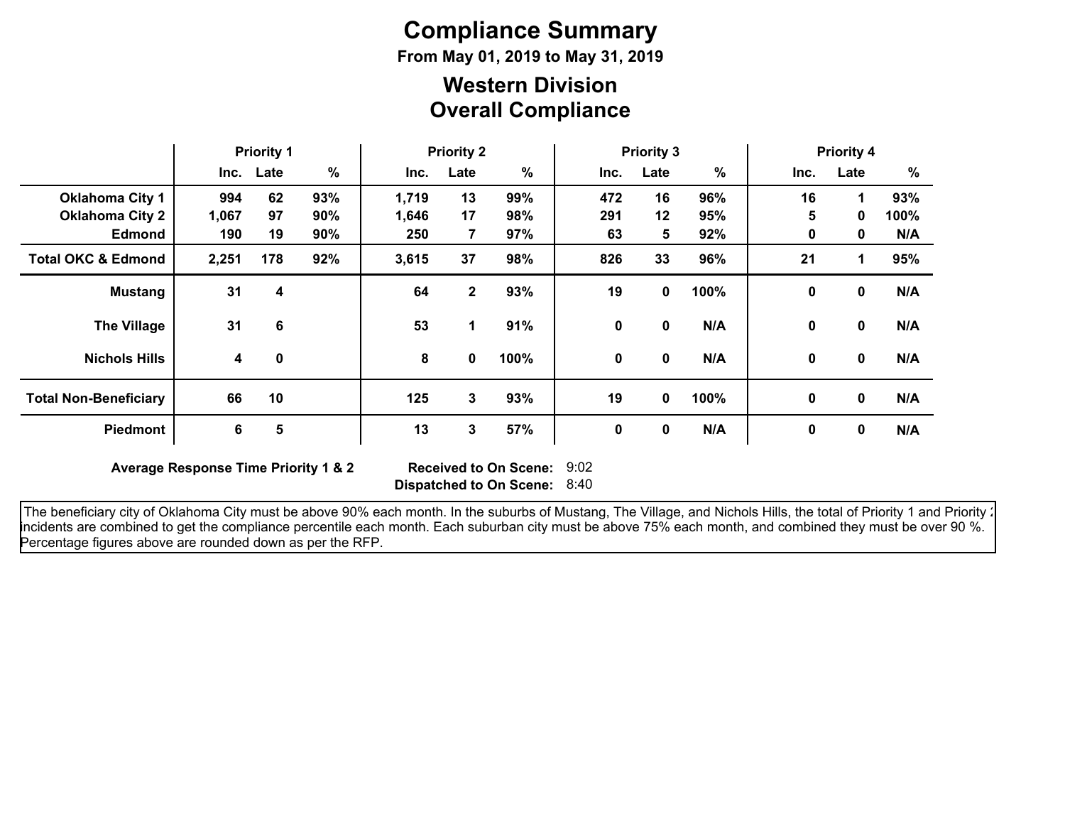# Compliance Summary

**From May 01, 2019 to May 31, 2019**

## Western Division
## Overall Compliance

| | Priority 1 | | | Priority 2 | | | Priority 3 | | | Priority 4 | | |
|---|---|---|---|---|---|---|---|---|---|---|---|---|
| | Inc. | Late | % | Inc. | Late | % | Inc. | Late | % | Inc. | Late | % |
| **Oklahoma City 1** | 994 | 62 | 93% | 1,719 | 13 | 99% | 472 | 16 | 96% | 16 | 1 | 93% |
| **Oklahoma City 2** | 1,067 | 97 | 90% | 1,646 | 17 | 98% | 291 | 12 | 95% | 5 | 0 | 100% |
| **Edmond** | 190 | 19 | 90% | 250 | 7 | 97% | 63 | 5 | 92% | 0 | 0 | N/A |
| **Total OKC & Edmond** | 2,251 | 178 | 92% | 3,615 | 37 | 98% | 826 | 33 | 96% | 21 | 1 | 95% |
| **Mustang** | 31 | 4 | | 64 | 2 | 93% | 19 | 0 | 100% | 0 | 0 | N/A |
| **The Village** | 31 | 6 | | 53 | 1 | 91% | 0 | 0 | N/A | 0 | 0 | N/A |
| **Nichols Hills** | 4 | 0 | | 8 | 0 | 100% | 0 | 0 | N/A | 0 | 0 | N/A |
| **Total Non-Beneficiary** | 66 | 10 | | 125 | 3 | 93% | 19 | 0 | 100% | 0 | 0 | N/A |
| **Piedmont** | 6 | 5 | | 13 | 3 | 57% | 0 | 0 | N/A | 0 | 0 | N/A |

**Average Response Time Priority 1 & 2** **Received to On Scene:** 9:02
**Dispatched to On Scene:** 8:40

The beneficiary city of Oklahoma City must be above 90% each month. In the suburbs of Mustang, The Village, and Nichols Hills, the total of Priority 1 and Priority 2 incidents are combined to get the compliance percentile each month. Each suburban city must be above 75% each month, and combined they must be over 90 %. Percentage figures above are rounded down as per the RFP.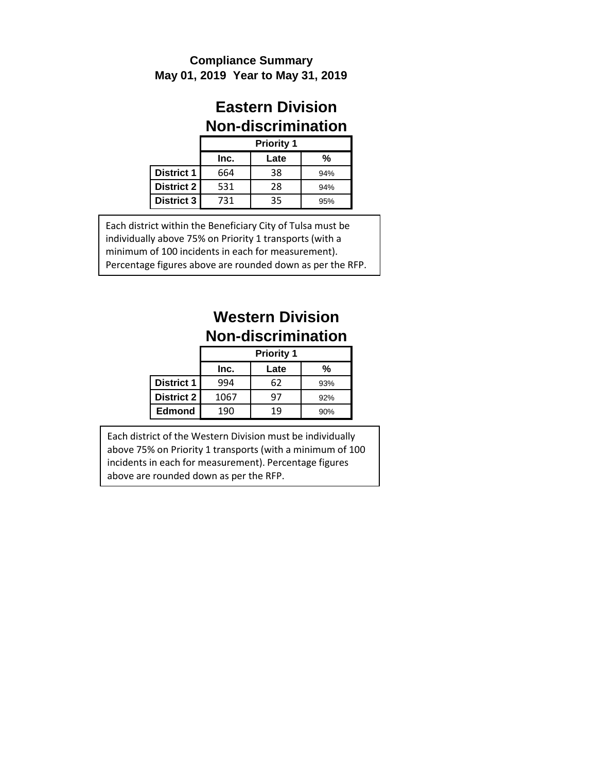**Compliance Summary**
**May 01, 2019 Year to May 31, 2019**

## Eastern Division Non-discrimination

| | Priority 1 | | |
|---|---|---|---|
| | **Inc.** | **Late** | **%** |
| **District 1** | 664 | 38 | 94% |
| **District 2** | 531 | 28 | 94% |
| **District 3** | 731 | 35 | 95% |

Each district within the Beneficiary City of Tulsa must be individually above 75% on Priority 1 transports (with a minimum of 100 incidents in each for measurement). Percentage figures above are rounded down as per the RFP.

## Western Division Non-discrimination

| | Priority 1 | | |
|---|---|---|---|
| | **Inc.** | **Late** | **%** |
| **District 1** | 994 | 62 | 93% |
| **District 2** | 1067 | 97 | 92% |
| **Edmond** | 190 | 19 | 90% |

Each district of the Western Division must be individually above 75% on Priority 1 transports (with a minimum of 100 incidents in each for measurement). Percentage figures above are rounded down as per the RFP.